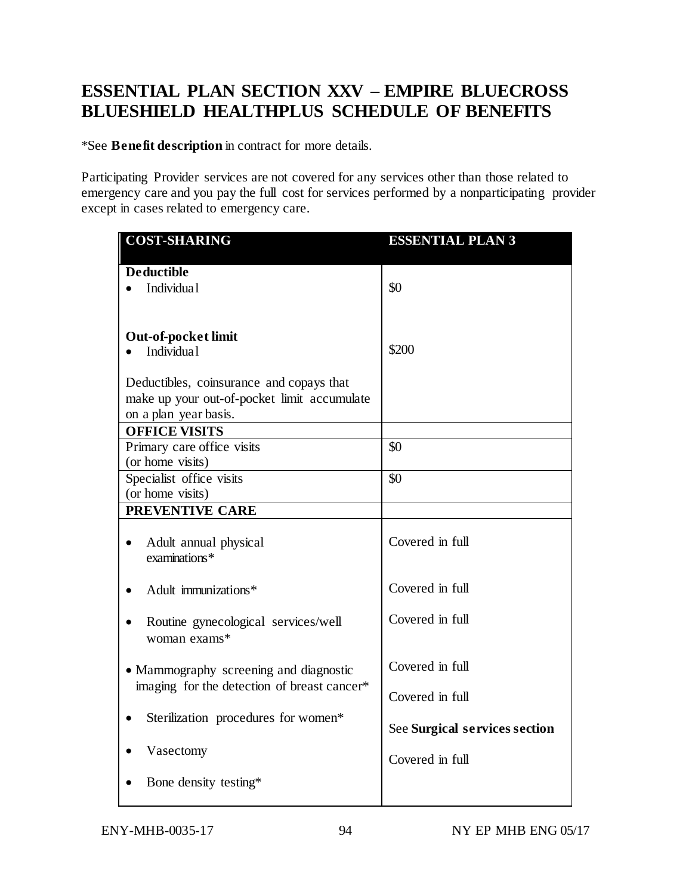# ESSENTIAL PLAN SECTION XXV – EMPIRE BLUECROSS BLUESHIELD HEALTHPLUS SCHEDULE OF BENEFITS

*See **Benefit description** in contract for more details.

Participating Provider services are not covered for any services other than those related to emergency care and you pay the full cost for services performed by a nonparticipating provider except in cases related to emergency care.

| COST-SHARING | ESSENTIAL PLAN 3 |
|---|---|
| **Deductible**<br>• Individual | $0 |
| **Out-of-pocket limit**<br>• Individual<br><br>Deductibles, coinsurance and copays that make up your out-of-pocket limit accumulate on a plan year basis. | $200 |
| **OFFICE VISITS** | |
| Primary care office visits (or home visits) | $0 |
| Specialist office visits (or home visits) | $0 |
| **PREVENTIVE CARE** | |
| • Adult annual physical examinations* | Covered in full |
| • Adult immunizations* | Covered in full |
| • Routine gynecological services/well woman exams* | Covered in full |
| • Mammography screening and diagnostic imaging for the detection of breast cancer* | Covered in full |
| • Sterilization procedures for women* | Covered in full |
| • Vasectomy | See **Surgical services section** |
| • Bone density testing* | Covered in full |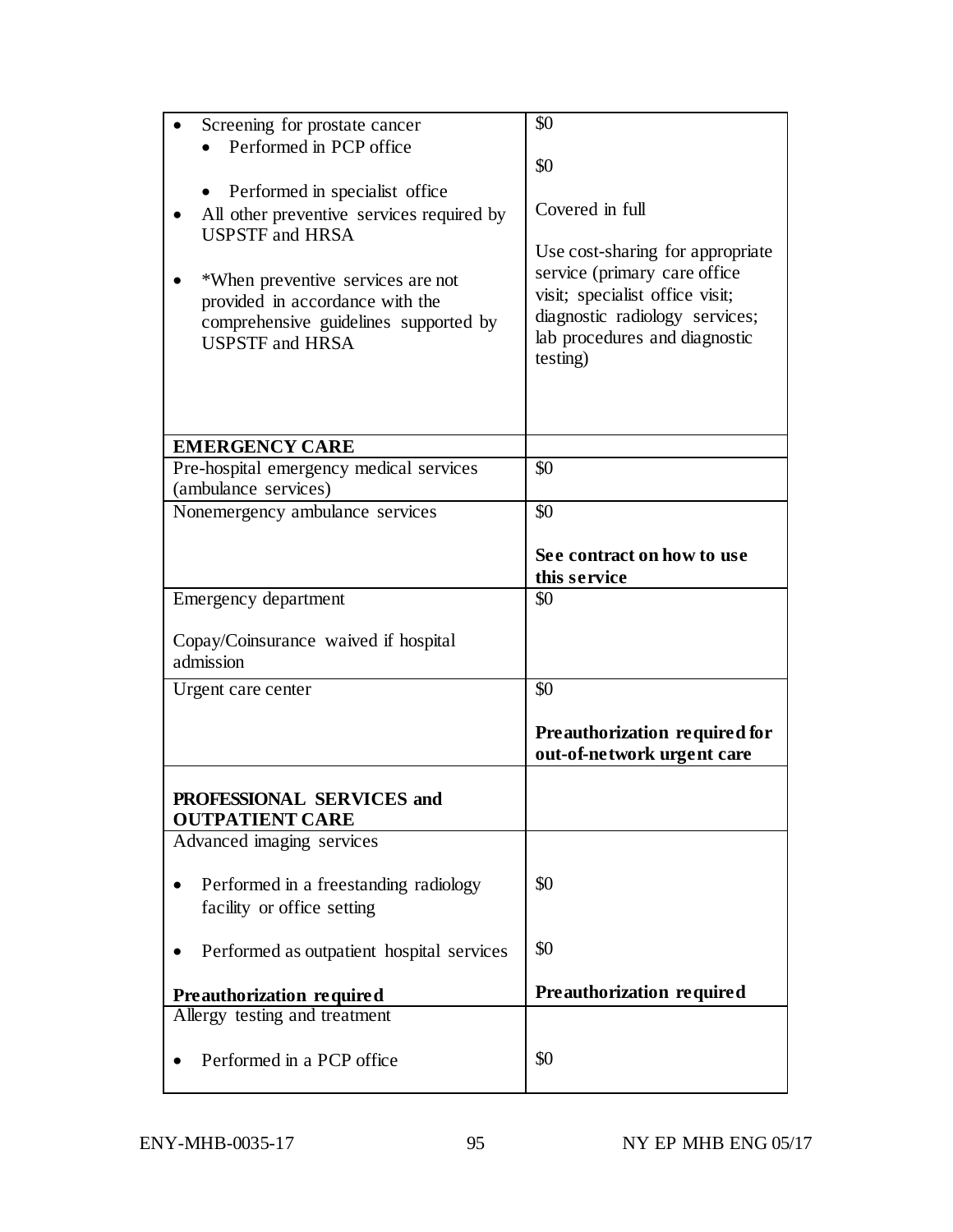| | |
|---|---|
| • Screening for prostate cancer<br>  • Performed in PCP office<br>  • Performed in specialist office<br>• All other preventive services required by USPSTF and HRSA<br>• *When preventive services are not provided in accordance with the comprehensive guidelines supported by USPSTF and HRSA | $0<br>$0<br>Covered in full<br>Use cost-sharing for appropriate service (primary care office visit; specialist office visit; diagnostic radiology services; lab procedures and diagnostic testing) |
| **EMERGENCY CARE** | |
| Pre-hospital emergency medical services (ambulance services) | $0 |
| Nonemergency ambulance services | $0<br>**See contract on how to use this service** |
| Emergency department<br>Copay/Coinsurance waived if hospital admission | $0 |
| Urgent care center | $0<br>**Preauthorization required for out-of-network urgent care** |
| **PROFESSIONAL SERVICES and OUTPATIENT CARE** | |
| Advanced imaging services<br>• Performed in a freestanding radiology facility or office setting<br>• Performed as outpatient hospital services<br>**Preauthorization required** | <br>$0<br>$0<br>**Preauthorization required** |
| Allergy testing and treatment<br>• Performed in a PCP office | <br>$0 |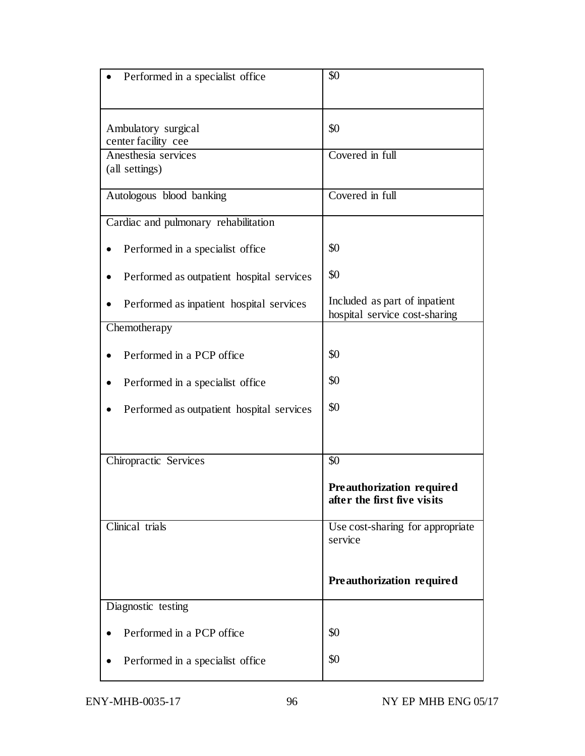| | |
|---|---|
| • Performed in a specialist office | $0 |
| Ambulatory surgical center facility cee | $0 |
| Anesthesia services (all settings) | Covered in full |
| Autologous blood banking | Covered in full |
| Cardiac and pulmonary rehabilitation | |
| • Performed in a specialist office | $0 |
| • Performed as outpatient hospital services | $0 |
| • Performed as inpatient hospital services | Included as part of inpatient hospital service cost-sharing |
| Chemotherapy | |
| • Performed in a PCP office | $0 |
| • Performed in a specialist office | $0 |
| • Performed as outpatient hospital services | $0 |
| Chiropractic Services | $0<br><br>**Preauthorization required after the first five visits** |
| Clinical trials | Use cost-sharing for appropriate service<br><br>**Preauthorization required** |
| Diagnostic testing | |
| • Performed in a PCP office | $0 |
| • Performed in a specialist office | $0 |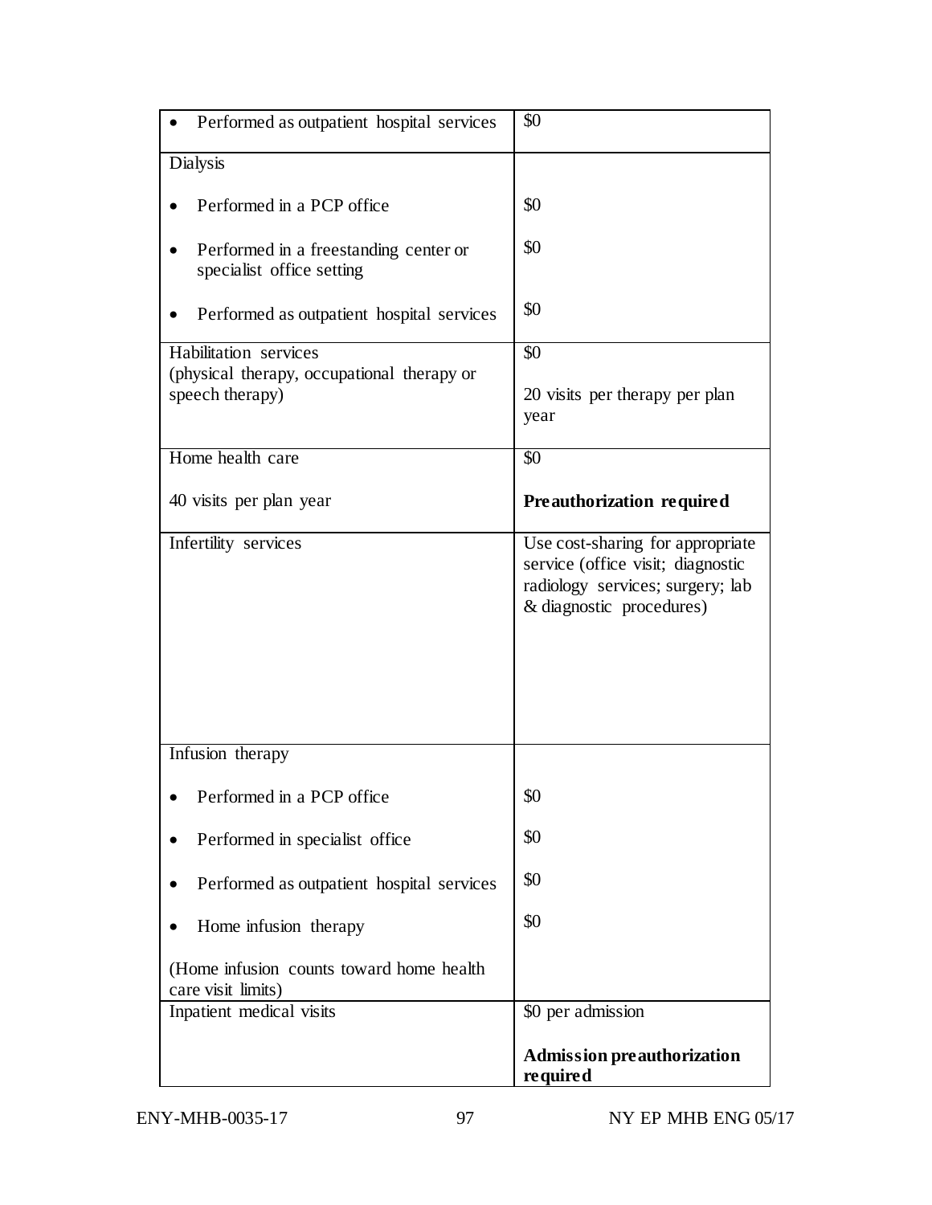| | |
|---|---|
| • Performed as outpatient hospital services | $0 |
| Dialysis<br><br>• Performed in a PCP office<br><br>• Performed in a freestanding center or specialist office setting<br><br>• Performed as outpatient hospital services | <br><br>$0<br><br>$0<br><br>$0 |
| Habilitation services (physical therapy, occupational therapy or speech therapy) | $0<br><br>20 visits per therapy per plan year |
| Home health care<br><br>40 visits per plan year | $0<br><br>**Preauthorization required** |
| Infertility services | Use cost-sharing for appropriate service (office visit; diagnostic radiology services; surgery; lab & diagnostic procedures) |
| Infusion therapy<br><br>• Performed in a PCP office<br><br>• Performed in specialist office<br><br>• Performed as outpatient hospital services<br><br>• Home infusion therapy<br><br>(Home infusion counts toward home health care visit limits) | <br><br>$0<br><br>$0<br><br>$0<br><br>$0 |
| Inpatient medical visits | $0 per admission<br><br>**Admission preauthorization required** |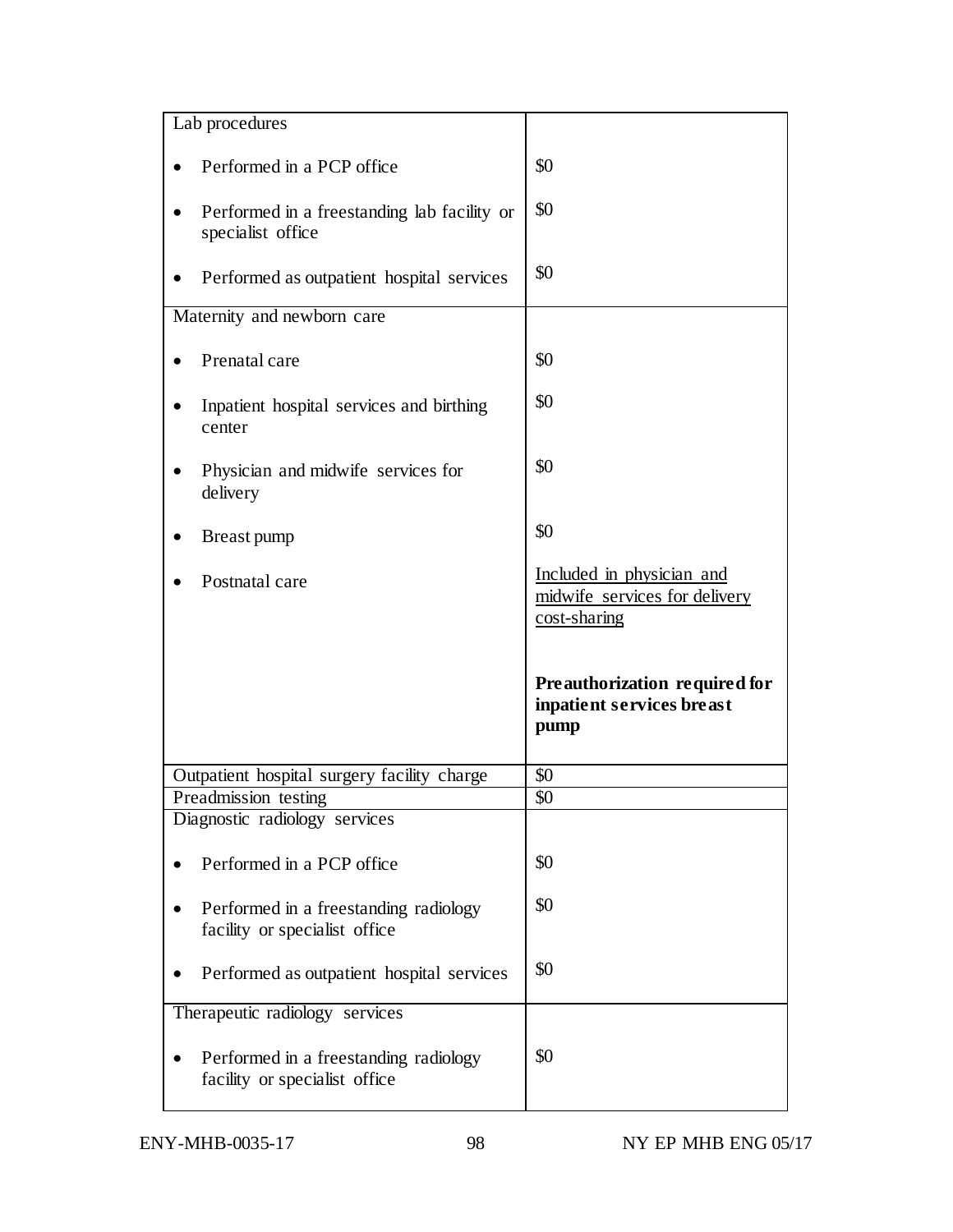| | |
|---|---|
| Lab procedures | |
| • Performed in a PCP office | $0 |
| • Performed in a freestanding lab facility or specialist office | $0 |
| • Performed as outpatient hospital services | $0 |
| Maternity and newborn care | |
| • Prenatal care | $0 |
| • Inpatient hospital services and birthing center | $0 |
| • Physician and midwife services for delivery | $0 |
| • Breast pump | $0 |
| • Postnatal care | Included in physician and midwife services for delivery cost-sharing<br><br>**Preauthorization required for inpatient services breast pump** |
| Outpatient hospital surgery facility charge | $0 |
| Preadmission testing | $0 |
| Diagnostic radiology services | |
| • Performed in a PCP office | $0 |
| • Performed in a freestanding radiology facility or specialist office | $0 |
| • Performed as outpatient hospital services | $0 |
| Therapeutic radiology services | |
| • Performed in a freestanding radiology facility or specialist office | $0 |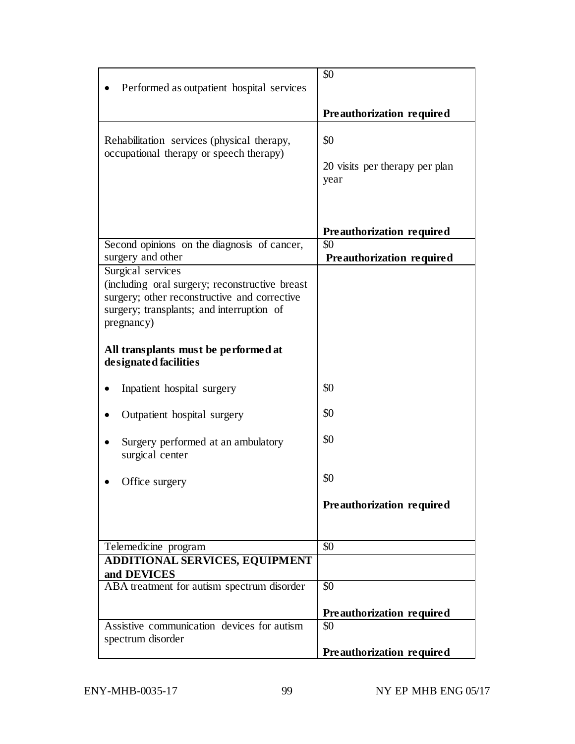| | |
|---|---|
| • Performed as outpatient hospital services | $0<br><br>**Preauthorization required** |
| Rehabilitation services (physical therapy, occupational therapy or speech therapy) | $0<br><br>20 visits per therapy per plan year<br><br>**Preauthorization required** |
| Second opinions on the diagnosis of cancer, surgery and other | $0<br>**Preauthorization required** |
| Surgical services (including oral surgery; reconstructive breast surgery; other reconstructive and corrective surgery; transplants; and interruption of pregnancy)<br><br>**All transplants must be performed at designated facilities**<br><br>• Inpatient hospital surgery<br><br>• Outpatient hospital surgery<br><br>• Surgery performed at an ambulatory surgical center<br><br>• Office surgery | <br><br><br><br>$0<br><br>$0<br><br>$0<br><br>$0<br><br>**Preauthorization required** |
| Telemedicine program | $0 |
| **ADDITIONAL SERVICES, EQUIPMENT and DEVICES** | |
| ABA treatment for autism spectrum disorder | $0<br><br>**Preauthorization required** |
| Assistive communication devices for autism spectrum disorder | $0<br><br>**Preauthorization required** |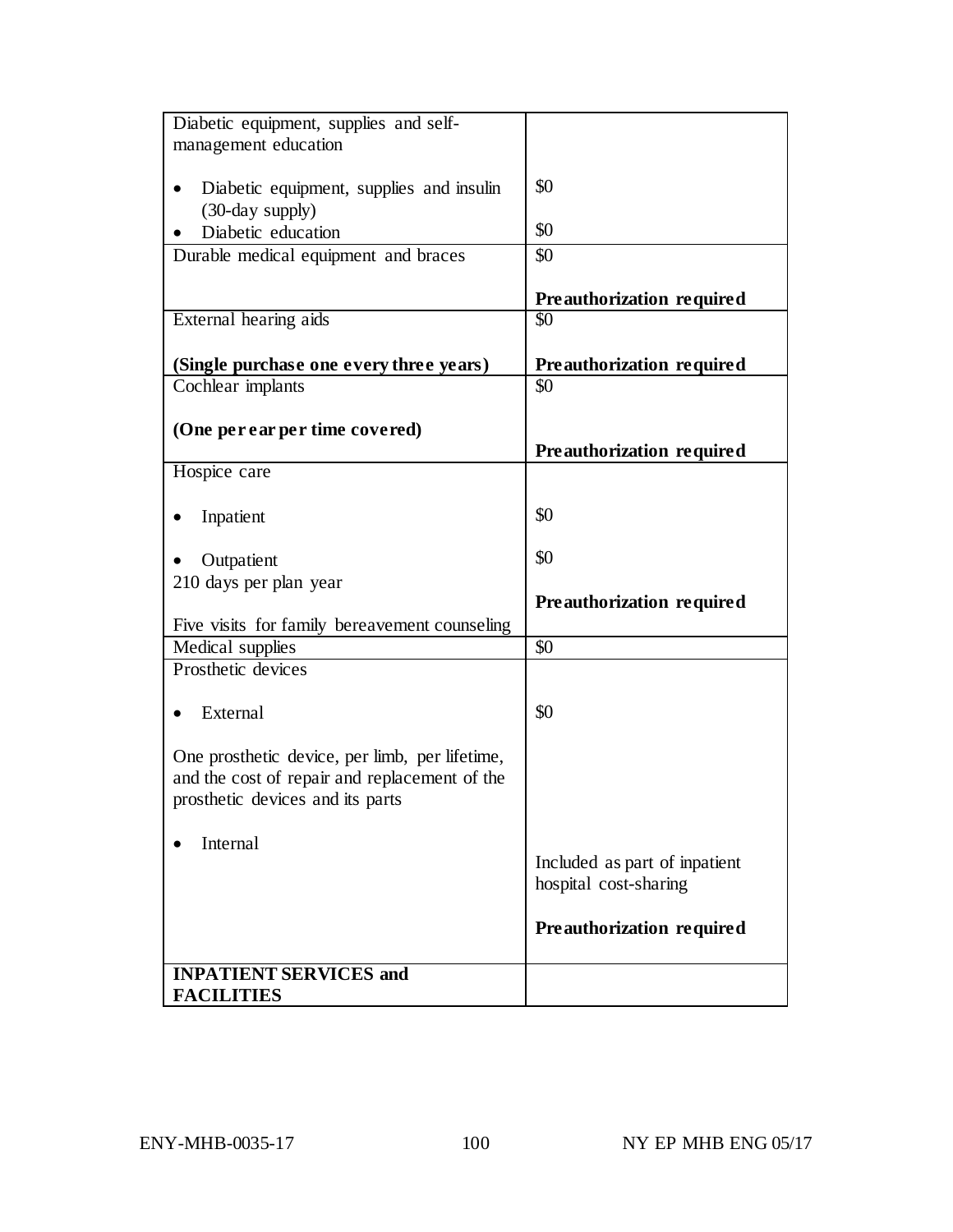| | |
|---|---|
| Diabetic equipment, supplies and self-management education<br><br>• Diabetic equipment, supplies and insulin (30-day supply)<br>• Diabetic education | <br><br>$0<br><br>$0 |
| Durable medical equipment and braces | $0<br><br>**Preauthorization required** |
| External hearing aids<br><br>**(Single purchase one every three years)** | $0<br><br>**Preauthorization required** |
| Cochlear implants<br><br>**(One per ear per time covered)** | $0<br><br>**Preauthorization required** |
| Hospice care<br><br>• Inpatient<br><br>• Outpatient<br>210 days per plan year<br><br>Five visits for family bereavement counseling | <br><br>$0<br><br>$0<br><br>**Preauthorization required** |
| Medical supplies | $0 |
| Prosthetic devices<br><br>• External<br><br>One prosthetic device, per limb, per lifetime, and the cost of repair and replacement of the prosthetic devices and its parts<br><br>• Internal | <br><br>$0<br><br><br><br>Included as part of inpatient hospital cost-sharing<br><br>**Preauthorization required** |
| **INPATIENT SERVICES and FACILITIES** | |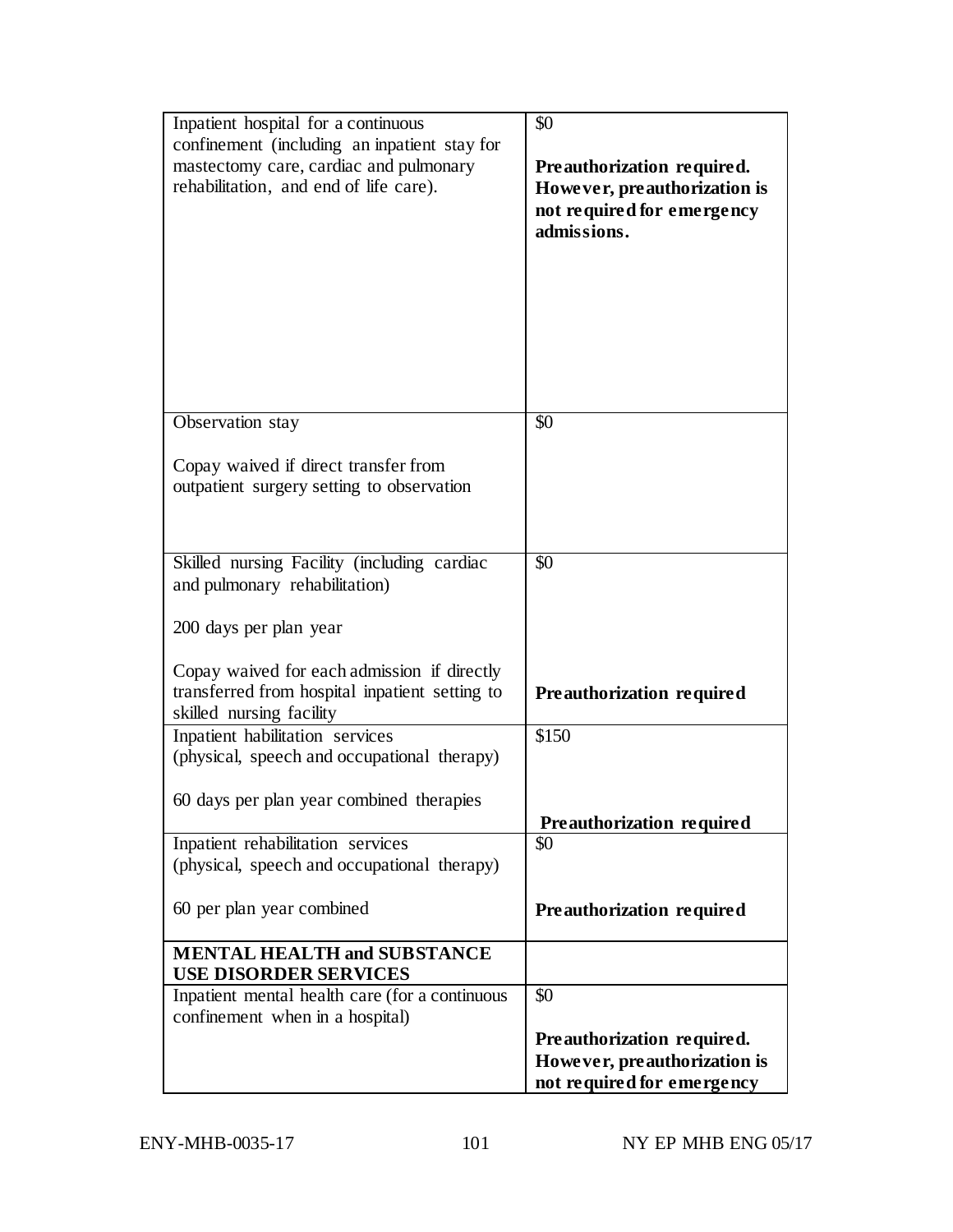| | |
|---|---|
| Inpatient hospital for a continuous confinement (including an inpatient stay for mastectomy care, cardiac and pulmonary rehabilitation, and end of life care). | $0<br><br>**Preauthorization required. However, preauthorization is not required for emergency admissions.** |
| Observation stay<br><br>Copay waived if direct transfer from outpatient surgery setting to observation | $0 |
| Skilled nursing Facility (including cardiac and pulmonary rehabilitation)<br><br>200 days per plan year<br><br>Copay waived for each admission if directly transferred from hospital inpatient setting to skilled nursing facility | $0<br><br>**Preauthorization required** |
| Inpatient habilitation services (physical, speech and occupational therapy)<br><br>60 days per plan year combined therapies | $150<br><br>**Preauthorization required** |
| Inpatient rehabilitation services (physical, speech and occupational therapy)<br><br>60 per plan year combined | $0<br><br>**Preauthorization required** |
| **MENTAL HEALTH and SUBSTANCE USE DISORDER SERVICES** | |
| Inpatient mental health care (for a continuous confinement when in a hospital) | $0<br><br>**Preauthorization required. However, preauthorization is not required for emergency** |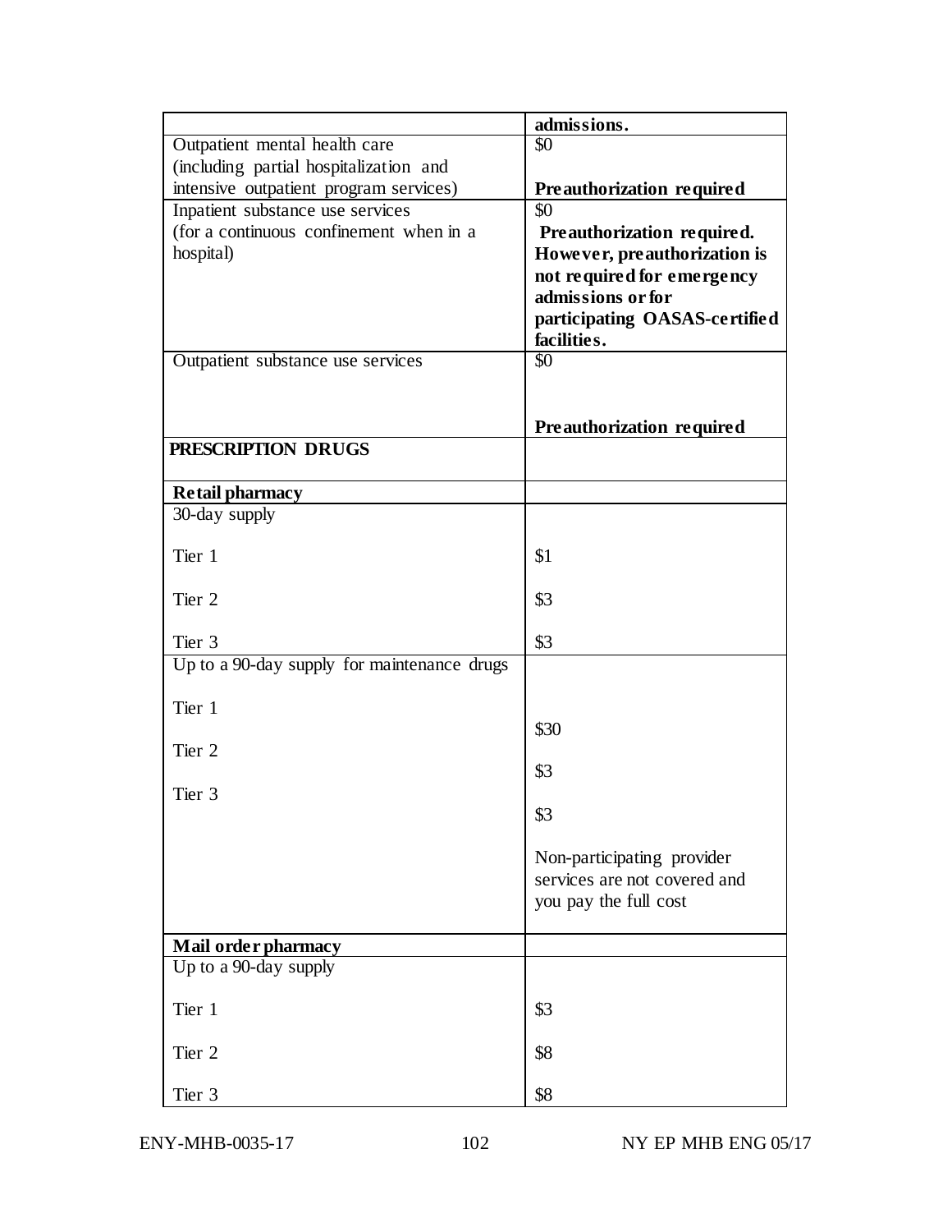| | |
|---|---|
| | **admissions.** |
| Outpatient mental health care (including partial hospitalization and intensive outpatient program services) | $0<br><br>**Preauthorization required** |
| Inpatient substance use services (for a continuous confinement when in a hospital) | $0<br>**Preauthorization required. However, preauthorization is not required for emergency admissions or for participating OASAS-certified facilities.** |
| Outpatient substance use services | $0<br><br>**Preauthorization required** |
| **PRESCRIPTION DRUGS** | |
| **Retail pharmacy** | |
| 30-day supply<br><br>Tier 1<br><br>Tier 2<br><br>Tier 3 | <br><br>$1<br><br>$3<br><br>$3 |
| Up to a 90-day supply for maintenance drugs<br><br>Tier 1<br><br>Tier 2<br><br>Tier 3 | <br><br>$30<br><br>$3<br><br>$3<br><br>Non-participating provider services are not covered and you pay the full cost |
| **Mail order pharmacy** | |
| Up to a 90-day supply<br><br>Tier 1<br><br>Tier 2<br><br>Tier 3 | <br><br>$3<br><br>$8<br><br>$8 |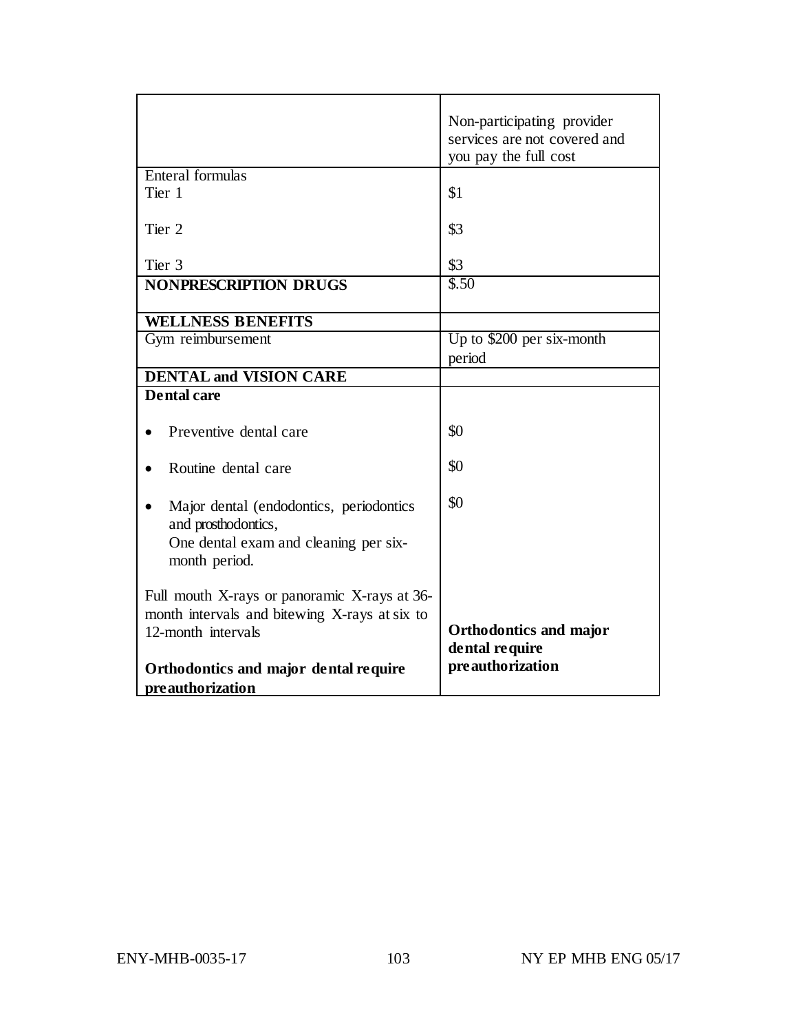| | |
|---|---|
| | Non-participating provider services are not covered and you pay the full cost |
| Enteral formulas<br>Tier 1<br><br>Tier 2<br><br>Tier 3 | <br>$1<br><br>$3<br><br>$3 |
| **NONPRESCRIPTION DRUGS** | $.50 |
| **WELLNESS BENEFITS** | |
| Gym reimbursement | Up to $200 per six-month period |
| **DENTAL and VISION CARE** | |
| **Dental care**<br><br>• Preventive dental care<br><br>• Routine dental care<br><br>• Major dental (endodontics, periodontics and prosthodontics,<br>One dental exam and cleaning per six-month period.<br><br>Full mouth X-rays or panoramic X-rays at 36-month intervals and bitewing X-rays at six to 12-month intervals<br><br>**Orthodontics and major dental require preauthorization** | <br><br>$0<br><br>$0<br><br>$0<br><br><br><br><br><br>**Orthodontics and major dental require preauthorization** |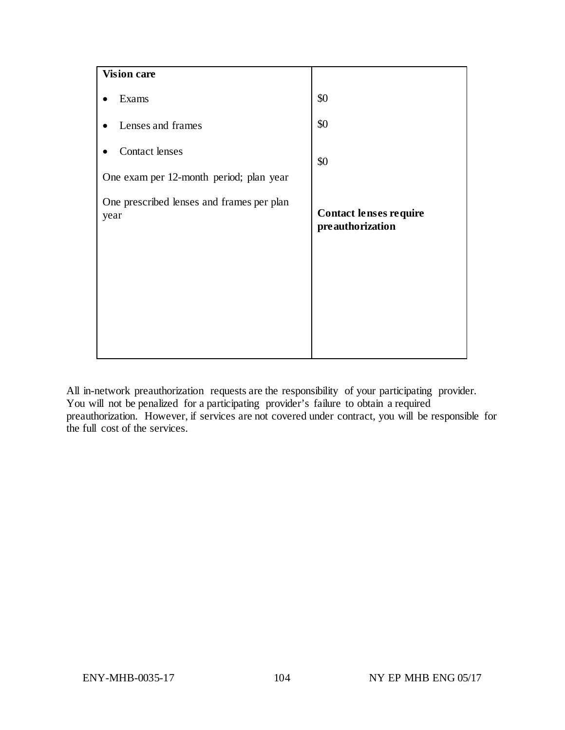| | |
|---|---|
| **Vision care** | |
| • Exams | $0 |
| • Lenses and frames | $0 |
| • Contact lenses | $0 |
| One exam per 12-month period; plan year | |
| One prescribed lenses and frames per plan year | **Contact lenses require preauthorization** |

All in-network preauthorization requests are the responsibility of your participating provider. You will not be penalized for a participating provider's failure to obtain a required preauthorization. However, if services are not covered under contract, you will be responsible for the full cost of the services.